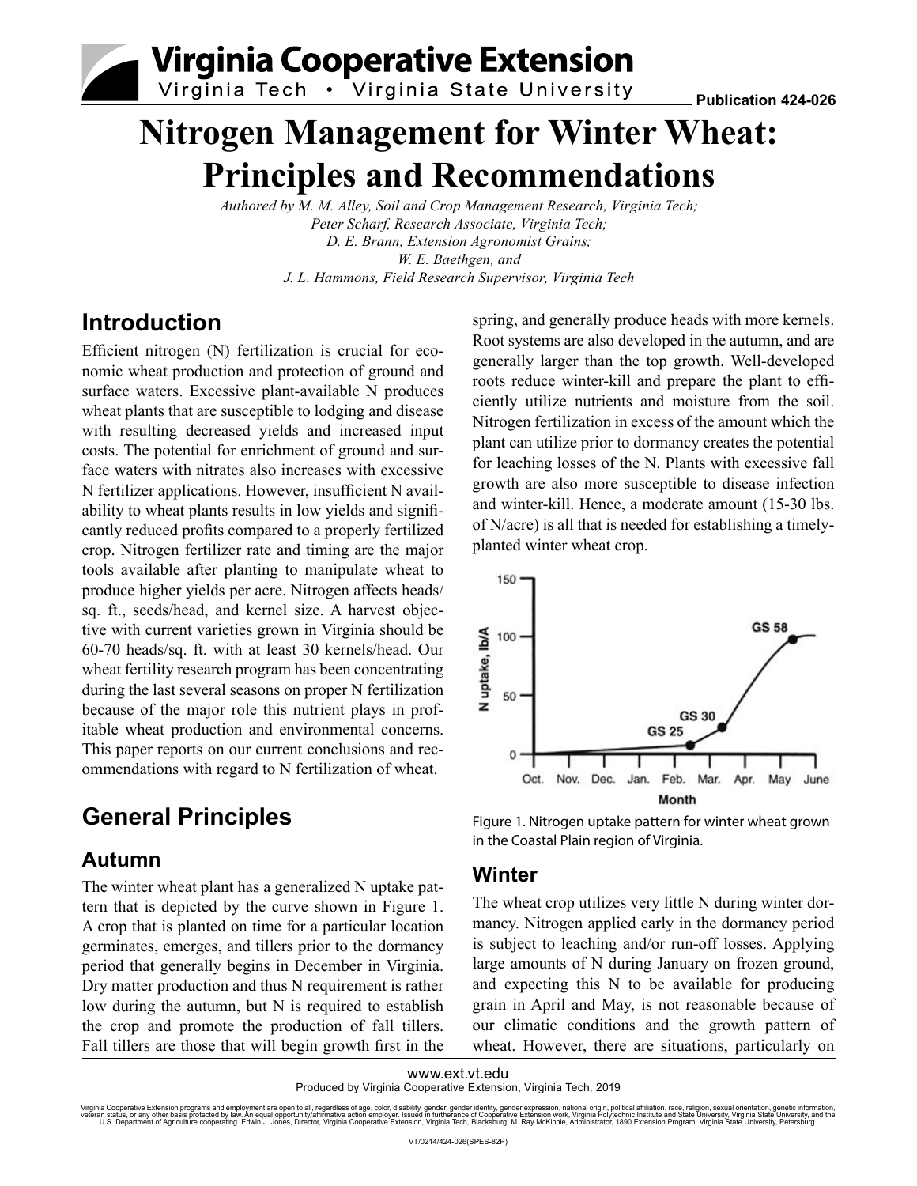# Nitrogen Management for Winter Wheat: Principles and Recommendations

*Authored by M. M. Alley, Soil and Crop Management Research, Virginia Tech; Peter Scharf, Research Associate, Virginia Tech; D. E. Brann, Extension Agronomist Grains; W. E. Baethgen, and J. L. Hammons, Field Research Supervisor, Virginia Tech*

## Introduction

Efficient nitrogen (N) fertilization is crucial for economic wheat production and protection of ground and surface waters. Excessive plant-available N produces wheat plants that are susceptible to lodging and disease with resulting decreased yields and increased input costs. The potential for enrichment of ground and surface waters with nitrates also increases with excessive N fertilizer applications. However, insufficient N availability to wheat plants results in low yields and significantly reduced profits compared to a properly fertilized crop. Nitrogen fertilizer rate and timing are the major tools available after planting to manipulate wheat to produce higher yields per acre. Nitrogen affects heads/sq. ft., seeds/head, and kernel size. A harvest objective with current varieties grown in Virginia should be 60-70 heads/sq. ft. with at least 30 kernels/head. Our wheat fertility research program has been concentrating during the last several seasons on proper N fertilization because of the major role this nutrient plays in profitable wheat production and environmental concerns. This paper reports on our current conclusions and recommendations with regard to N fertilization of wheat.

## General Principles

### Autumn

The winter wheat plant has a generalized N uptake pattern that is depicted by the curve shown in Figure 1. A crop that is planted on time for a particular location germinates, emerges, and tillers prior to the dormancy period that generally begins in December in Virginia. Dry matter production and thus N requirement is rather low during the autumn, but N is required to establish the crop and promote the production of fall tillers. Fall tillers are those that will begin growth first in the spring, and generally produce heads with more kernels. Root systems are also developed in the autumn, and are generally larger than the top growth. Well-developed roots reduce winter-kill and prepare the plant to efficiently utilize nutrients and moisture from the soil. Nitrogen fertilization in excess of the amount which the plant can utilize prior to dormancy creates the potential for leaching losses of the N. Plants with excessive fall growth are also more susceptible to disease infection and winter-kill. Hence, a moderate amount (15-30 lbs. of N/acre) is all that is needed for establishing a timely-planted winter wheat crop.

Figure 1. Nitrogen uptake pattern for winter wheat grown in the Coastal Plain region of Virginia.

### Winter

The wheat crop utilizes very little N during winter dormancy. Nitrogen applied early in the dormancy period is subject to leaching and/or run-off losses. Applying large amounts of N during January on frozen ground, and expecting this N to be available for producing grain in April and May, is not reasonable because of our climatic conditions and the growth pattern of wheat. However, there are situations, particularly on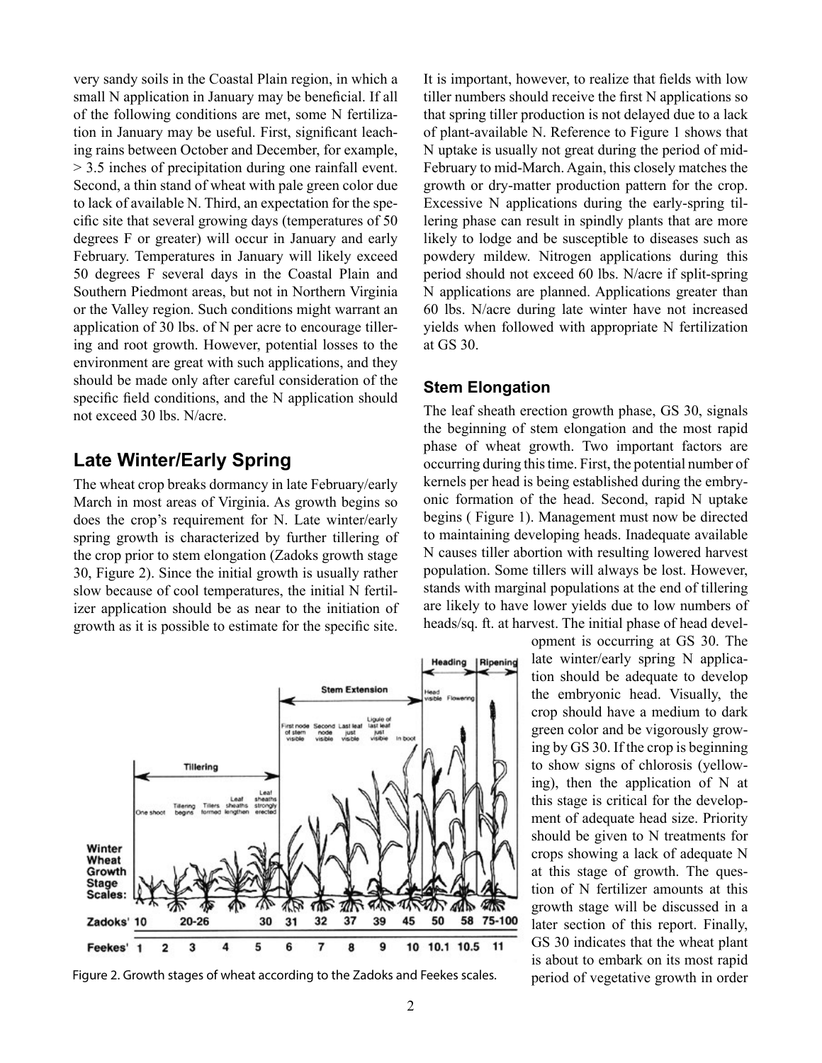very sandy soils in the Coastal Plain region, in which a small N application in January may be beneficial. If all of the following conditions are met, some N fertilization in January may be useful. First, significant leaching rains between October and December, for example, > 3.5 inches of precipitation during one rainfall event. Second, a thin stand of wheat with pale green color due to lack of available N. Third, an expectation for the specific site that several growing days (temperatures of 50 degrees F or greater) will occur in January and early February. Temperatures in January will likely exceed 50 degrees F several days in the Coastal Plain and Southern Piedmont areas, but not in Northern Virginia or the Valley region. Such conditions might warrant an application of 30 lbs. of N per acre to encourage tillering and root growth. However, potential losses to the environment are great with such applications, and they should be made only after careful consideration of the specific field conditions, and the N application should not exceed 30 lbs. N/acre.

## Late Winter/Early Spring

The wheat crop breaks dormancy in late February/early March in most areas of Virginia. As growth begins so does the crop's requirement for N. Late winter/early spring growth is characterized by further tillering of the crop prior to stem elongation (Zadoks growth stage 30, Figure 2). Since the initial growth is usually rather slow because of cool temperatures, the initial N fertilizer application should be as near to the initiation of growth as it is possible to estimate for the specific site.

It is important, however, to realize that fields with low tiller numbers should receive the first N applications so that spring tiller production is not delayed due to a lack of plant-available N. Reference to Figure 1 shows that N uptake is usually not great during the period of mid-February to mid-March. Again, this closely matches the growth or dry-matter production pattern for the crop. Excessive N applications during the early-spring tillering phase can result in spindly plants that are more likely to lodge and be susceptible to diseases such as powdery mildew. Nitrogen applications during this period should not exceed 60 lbs. N/acre if split-spring N applications are planned. Applications greater than 60 lbs. N/acre during late winter have not increased yields when followed with appropriate N fertilization at GS 30.

### Stem Elongation

The leaf sheath erection growth phase, GS 30, signals the beginning of stem elongation and the most rapid phase of wheat growth. Two important factors are occurring during this time. First, the potential number of kernels per head is being established during the embryonic formation of the head. Second, rapid N uptake begins ( Figure 1). Management must now be directed to maintaining developing heads. Inadequate available N causes tiller abortion with resulting lowered harvest population. Some tillers will always be lost. However, stands with marginal populations at the end of tillering are likely to have lower yields due to low numbers of heads/sq. ft. at harvest. The initial phase of head development is occurring at GS 30. The late winter/early spring N application should be adequate to develop the embryonic head. Visually, the crop should have a medium to dark green color and be vigorously growing by GS 30. If the crop is beginning to show signs of chlorosis (yellowing), then the application of N at this stage is critical for the development of adequate head size. Priority should be given to N treatments for crops showing a lack of adequate N at this stage of growth. The question of N fertilizer amounts at this growth stage will be discussed in a later section of this report. Finally, GS 30 indicates that the wheat plant is about to embark on its most rapid period of vegetative growth in order

Figure 2. Growth stages of wheat according to the Zadoks and Feekes scales.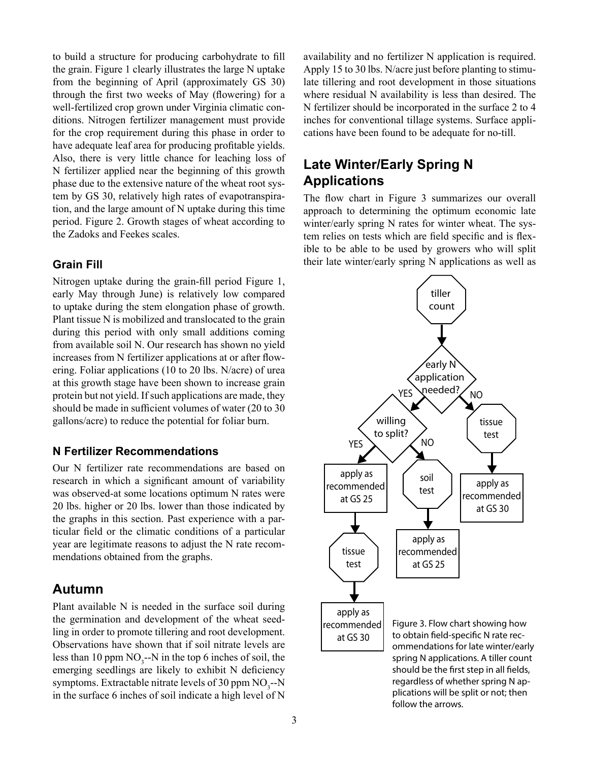to build a structure for producing carbohydrate to fill the grain. Figure 1 clearly illustrates the large N uptake from the beginning of April (approximately GS 30) through the first two weeks of May (flowering) for a well-fertilized crop grown under Virginia climatic conditions. Nitrogen fertilizer management must provide for the crop requirement during this phase in order to have adequate leaf area for producing profitable yields. Also, there is very little chance for leaching loss of N fertilizer applied near the beginning of this growth phase due to the extensive nature of the wheat root system by GS 30, relatively high rates of evapotranspiration, and the large amount of N uptake during this time period. Figure 2. Growth stages of wheat according to the Zadoks and Feekes scales.

### Grain Fill

Nitrogen uptake during the grain-fill period Figure 1, early May through June) is relatively low compared to uptake during the stem elongation phase of growth. Plant tissue N is mobilized and translocated to the grain during this period with only small additions coming from available soil N. Our research has shown no yield increases from N fertilizer applications at or after flowering. Foliar applications (10 to 20 lbs. N/acre) of urea at this growth stage have been shown to increase grain protein but not yield. If such applications are made, they should be made in sufficient volumes of water (20 to 30 gallons/acre) to reduce the potential for foliar burn.

### N Fertilizer Recommendations

Our N fertilizer rate recommendations are based on research in which a significant amount of variability was observed-at some locations optimum N rates were 20 lbs. higher or 20 lbs. lower than those indicated by the graphs in this section. Past experience with a particular field or the climatic conditions of a particular year are legitimate reasons to adjust the N rate recommendations obtained from the graphs.

## Autumn

Plant available N is needed in the surface soil during the germination and development of the wheat seedling in order to promote tillering and root development. Observations have shown that if soil nitrate levels are less than 10 ppm $NO_3^-$-N in the top 6 inches of soil, the emerging seedlings are likely to exhibit N deficiency symptoms. Extractable nitrate levels of 30 ppm $NO_3^-$-N in the surface 6 inches of soil indicate a high level of N availability and no fertilizer N application is required. Apply 15 to 30 lbs. N/acre just before planting to stimulate tillering and root development in those situations where residual N availability is less than desired. The N fertilizer should be incorporated in the surface 2 to 4 inches for conventional tillage systems. Surface applications have been found to be adequate for no-till.

## Late Winter/Early Spring N Applications

The flow chart in Figure 3 summarizes our overall approach to determining the optimum economic late winter/early spring N rates for winter wheat. The system relies on tests which are field specific and is flexible to be able to be used by growers who will split their late winter/early spring N applications as well as

tiller count → early N application needed?
- YES → willing to split?
  - YES → apply as recommended at GS 25 → tissue test → apply as recommended at GS 30
  - NO → soil test → apply as recommended at GS 25
- NO → tissue test → apply as recommended at GS 30

Figure 3. Flow chart showing how to obtain field-specific N rate recommendations for late winter/early spring N applications. A tiller count should be the first step in all fields, regardless of whether spring N applications will be split or not; then follow the arrows.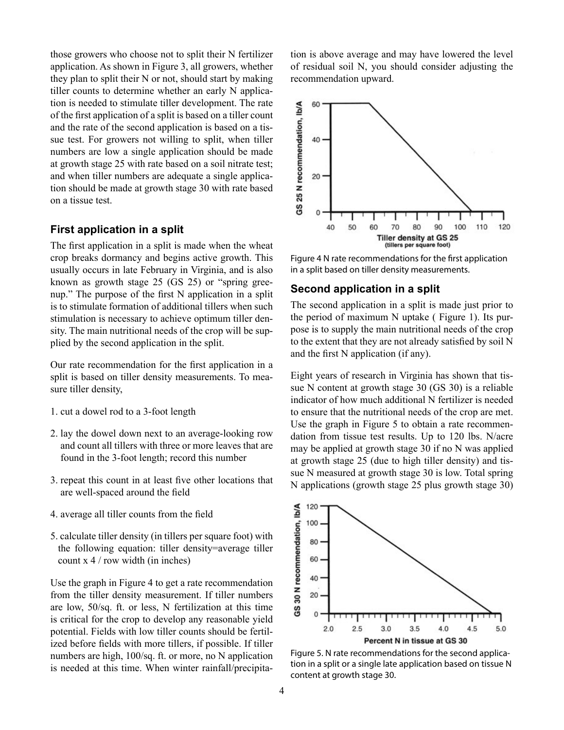those growers who choose not to split their N fertilizer application. As shown in Figure 3, all growers, whether they plan to split their N or not, should start by making tiller counts to determine whether an early N application is needed to stimulate tiller development. The rate of the first application of a split is based on a tiller count and the rate of the second application is based on a tissue test. For growers not willing to split, when tiller numbers are low a single application should be made at growth stage 25 with rate based on a soil nitrate test; and when tiller numbers are adequate a single application should be made at growth stage 30 with rate based on a tissue test.

### First application in a split

The first application in a split is made when the wheat crop breaks dormancy and begins active growth. This usually occurs in late February in Virginia, and is also known as growth stage 25 (GS 25) or "spring greenup." The purpose of the first N application in a split is to stimulate formation of additional tillers when such stimulation is necessary to achieve optimum tiller density. The main nutritional needs of the crop will be supplied by the second application in the split.

Our rate recommendation for the first application in a split is based on tiller density measurements. To measure tiller density,

1. cut a dowel rod to a 3-foot length
2. lay the dowel down next to an average-looking row and count all tillers with three or more leaves that are found in the 3-foot length; record this number
3. repeat this count in at least five other locations that are well-spaced around the field
4. average all tiller counts from the field
5. calculate tiller density (in tillers per square foot) with the following equation: tiller density=average tiller count x 4 / row width (in inches)

Use the graph in Figure 4 to get a rate recommendation from the tiller density measurement. If tiller numbers are low, 50/sq. ft. or less, N fertilization at this time is critical for the crop to develop any reasonable yield potential. Fields with low tiller counts should be fertilized before fields with more tillers, if possible. If tiller numbers are high, 100/sq. ft. or more, no N application is needed at this time. When winter rainfall/precipitation is above average and may have lowered the level of residual soil N, you should consider adjusting the recommendation upward.

Figure 4 N rate recommendations for the first application in a split based on tiller density measurements.

### Second application in a split

The second application in a split is made just prior to the period of maximum N uptake ( Figure 1). Its purpose is to supply the main nutritional needs of the crop to the extent that they are not already satisfied by soil N and the first N application (if any).

Eight years of research in Virginia has shown that tissue N content at growth stage 30 (GS 30) is a reliable indicator of how much additional N fertilizer is needed to ensure that the nutritional needs of the crop are met. Use the graph in Figure 5 to obtain a rate recommendation from tissue test results. Up to 120 lbs. N/acre may be applied at growth stage 30 if no N was applied at growth stage 25 (due to high tiller density) and tissue N measured at growth stage 30 is low. Total spring N applications (growth stage 25 plus growth stage 30)

Figure 5. N rate recommendations for the second application in a split or a single late application based on tissue N content at growth stage 30.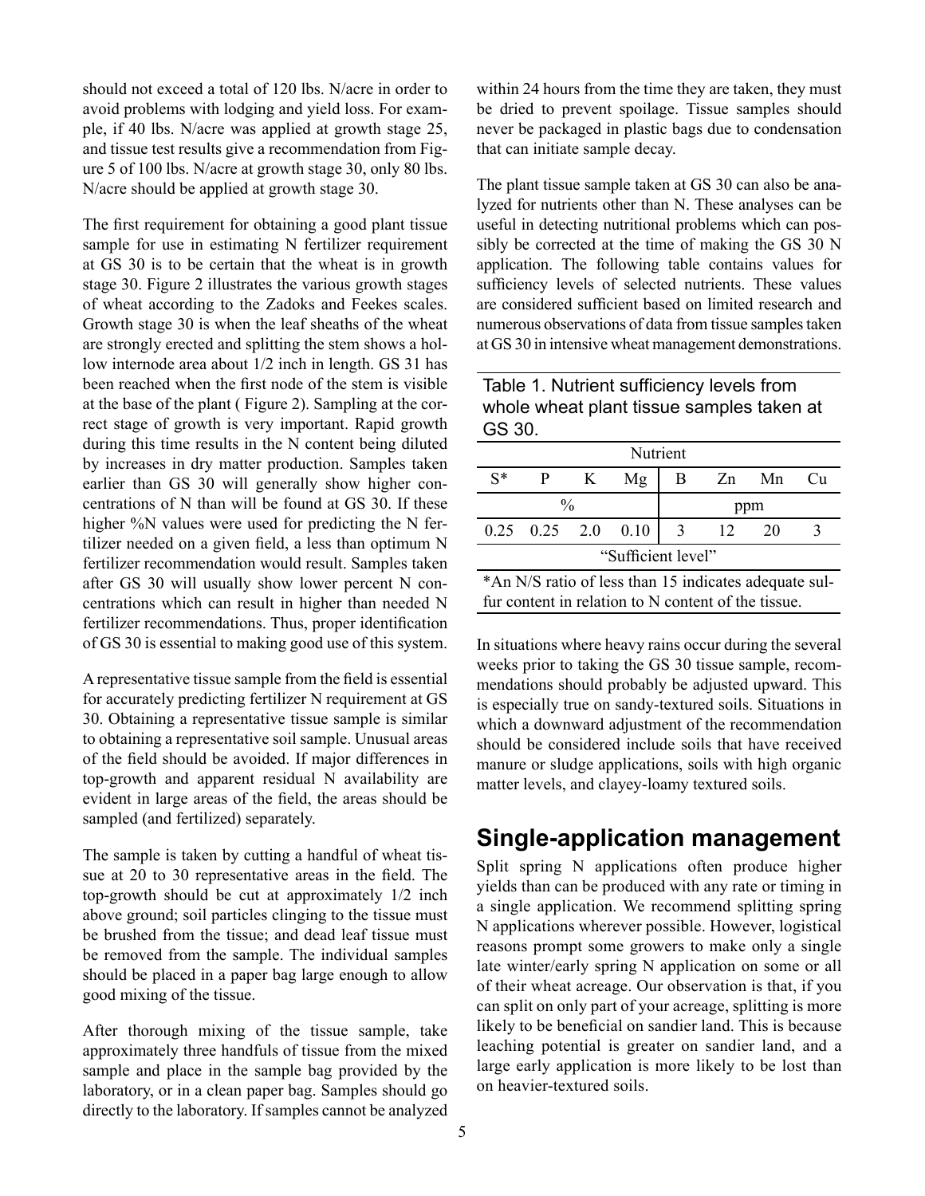should not exceed a total of 120 lbs. N/acre in order to avoid problems with lodging and yield loss. For example, if 40 lbs. N/acre was applied at growth stage 25, and tissue test results give a recommendation from Figure 5 of 100 lbs. N/acre at growth stage 30, only 80 lbs. N/acre should be applied at growth stage 30.

The first requirement for obtaining a good plant tissue sample for use in estimating N fertilizer requirement at GS 30 is to be certain that the wheat is in growth stage 30. Figure 2 illustrates the various growth stages of wheat according to the Zadoks and Feekes scales. Growth stage 30 is when the leaf sheaths of the wheat are strongly erected and splitting the stem shows a hollow internode area about 1/2 inch in length. GS 31 has been reached when the first node of the stem is visible at the base of the plant ( Figure 2). Sampling at the correct stage of growth is very important. Rapid growth during this time results in the N content being diluted by increases in dry matter production. Samples taken earlier than GS 30 will generally show higher concentrations of N than will be found at GS 30. If these higher %N values were used for predicting the N fertilizer needed on a given field, a less than optimum N fertilizer recommendation would result. Samples taken after GS 30 will usually show lower percent N concentrations which can result in higher than needed N fertilizer recommendations. Thus, proper identification of GS 30 is essential to making good use of this system.

A representative tissue sample from the field is essential for accurately predicting fertilizer N requirement at GS 30. Obtaining a representative tissue sample is similar to obtaining a representative soil sample. Unusual areas of the field should be avoided. If major differences in top-growth and apparent residual N availability are evident in large areas of the field, the areas should be sampled (and fertilized) separately.

The sample is taken by cutting a handful of wheat tissue at 20 to 30 representative areas in the field. The top-growth should be cut at approximately 1/2 inch above ground; soil particles clinging to the tissue must be brushed from the tissue; and dead leaf tissue must be removed from the sample. The individual samples should be placed in a paper bag large enough to allow good mixing of the tissue.

After thorough mixing of the tissue sample, take approximately three handfuls of tissue from the mixed sample and place in the sample bag provided by the laboratory, or in a clean paper bag. Samples should go directly to the laboratory. If samples cannot be analyzed within 24 hours from the time they are taken, they must be dried to prevent spoilage. Tissue samples should never be packaged in plastic bags due to condensation that can initiate sample decay.

The plant tissue sample taken at GS 30 can also be analyzed for nutrients other than N. These analyses can be useful in detecting nutritional problems which can possibly be corrected at the time of making the GS 30 N application. The following table contains values for sufficiency levels of selected nutrients. These values are considered sufficient based on limited research and numerous observations of data from tissue samples taken at GS 30 in intensive wheat management demonstrations.

Table 1. Nutrient sufficiency levels from whole wheat plant tissue samples taken at GS 30.

| Nutrient | | | | | | | |
|---|---|---|---|---|---|---|---|
| S* | P | K | Mg | B | Zn | Mn | Cu |
| % | | | | ppm | | | |
| 0.25 | 0.25 | 2.0 | 0.10 | 3 | 12 | 20 | 3 |
| "Sufficient level" | | | | | | | |

*An N/S ratio of less than 15 indicates adequate sulfur content in relation to N content of the tissue.

In situations where heavy rains occur during the several weeks prior to taking the GS 30 tissue sample, recommendations should probably be adjusted upward. This is especially true on sandy-textured soils. Situations in which a downward adjustment of the recommendation should be considered include soils that have received manure or sludge applications, soils with high organic matter levels, and clayey-loamy textured soils.

## Single-application management

Split spring N applications often produce higher yields than can be produced with any rate or timing in a single application. We recommend splitting spring N applications wherever possible. However, logistical reasons prompt some growers to make only a single late winter/early spring N application on some or all of their wheat acreage. Our observation is that, if you can split on only part of your acreage, splitting is more likely to be beneficial on sandier land. This is because leaching potential is greater on sandier land, and a large early application is more likely to be lost than on heavier-textured soils.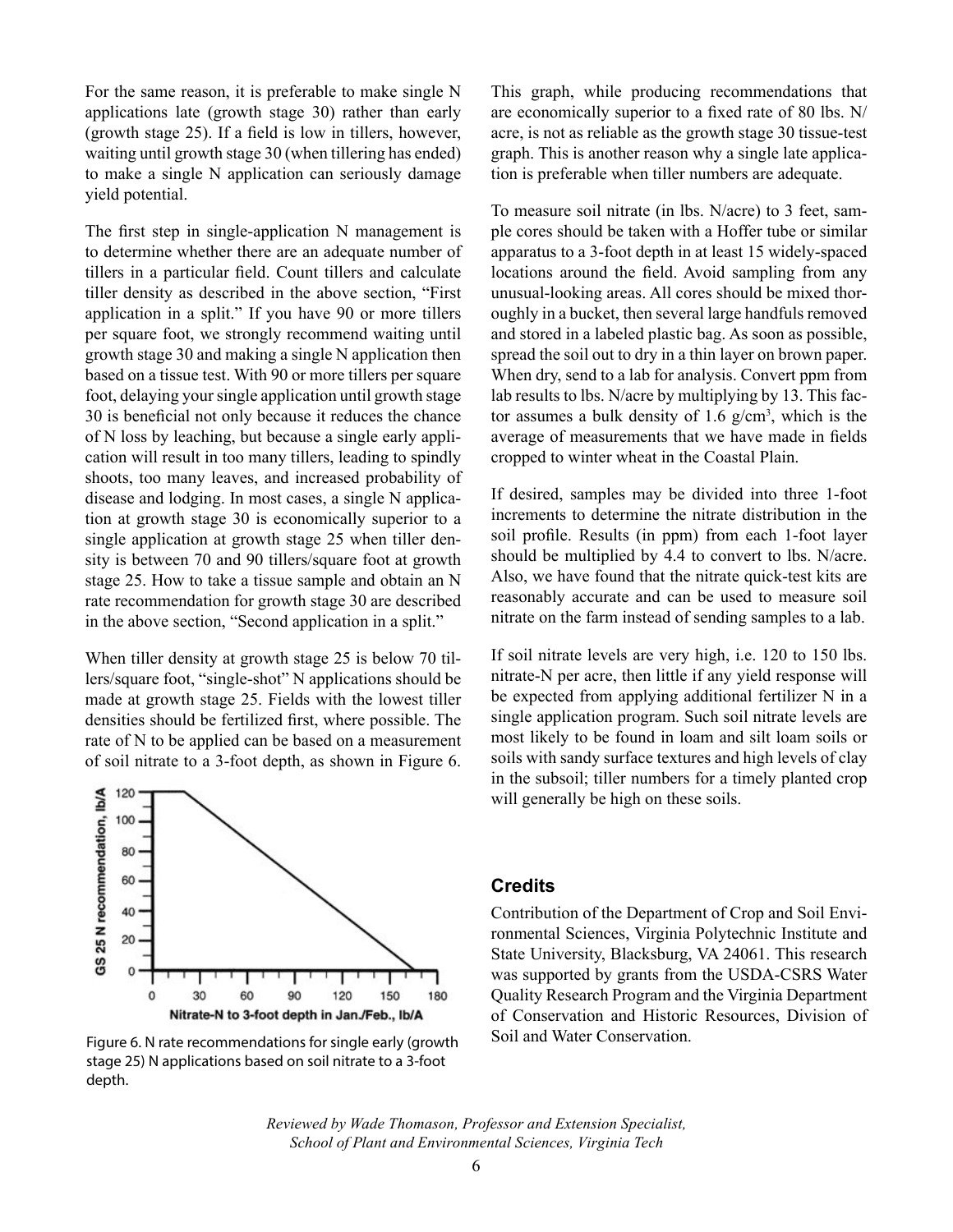For the same reason, it is preferable to make single N applications late (growth stage 30) rather than early (growth stage 25). If a field is low in tillers, however, waiting until growth stage 30 (when tillering has ended) to make a single N application can seriously damage yield potential.

The first step in single-application N management is to determine whether there are an adequate number of tillers in a particular field. Count tillers and calculate tiller density as described in the above section, "First application in a split." If you have 90 or more tillers per square foot, we strongly recommend waiting until growth stage 30 and making a single N application then based on a tissue test. With 90 or more tillers per square foot, delaying your single application until growth stage 30 is beneficial not only because it reduces the chance of N loss by leaching, but because a single early application will result in too many tillers, leading to spindly shoots, too many leaves, and increased probability of disease and lodging. In most cases, a single N application at growth stage 30 is economically superior to a single application at growth stage 25 when tiller density is between 70 and 90 tillers/square foot at growth stage 25. How to take a tissue sample and obtain an N rate recommendation for growth stage 30 are described in the above section, "Second application in a split."

When tiller density at growth stage 25 is below 70 tillers/square foot, "single-shot" N applications should be made at growth stage 25. Fields with the lowest tiller densities should be fertilized first, where possible. The rate of N to be applied can be based on a measurement of soil nitrate to a 3-foot depth, as shown in Figure 6.

GS 25 N recommendation, lb/A

120
100
80
60
40
20
0

0 30 60 90 120 150 180

Nitrate-N to 3-foot depth in Jan./Feb., lb/A

Figure 6. N rate recommendations for single early (growth stage 25) N applications based on soil nitrate to a 3-foot depth.

This graph, while producing recommendations that are economically superior to a fixed rate of 80 lbs. N/acre, is not as reliable as the growth stage 30 tissue-test graph. This is another reason why a single late application is preferable when tiller numbers are adequate.

To measure soil nitrate (in lbs. N/acre) to 3 feet, sample cores should be taken with a Hoffer tube or similar apparatus to a 3-foot depth in at least 15 widely-spaced locations around the field. Avoid sampling from any unusual-looking areas. All cores should be mixed thoroughly in a bucket, then several large handfuls removed and stored in a labeled plastic bag. As soon as possible, spread the soil out to dry in a thin layer on brown paper. When dry, send to a lab for analysis. Convert ppm from lab results to lbs. N/acre by multiplying by 13. This factor assumes a bulk density of 1.6 g/cm$^3$, which is the average of measurements that we have made in fields cropped to winter wheat in the Coastal Plain.

If desired, samples may be divided into three 1-foot increments to determine the nitrate distribution in the soil profile. Results (in ppm) from each 1-foot layer should be multiplied by 4.4 to convert to lbs. N/acre. Also, we have found that the nitrate quick-test kits are reasonably accurate and can be used to measure soil nitrate on the farm instead of sending samples to a lab.

If soil nitrate levels are very high, i.e. 120 to 150 lbs. nitrate-N per acre, then little if any yield response will be expected from applying additional fertilizer N in a single application program. Such soil nitrate levels are most likely to be found in loam and silt loam soils or soils with sandy surface textures and high levels of clay in the subsoil; tiller numbers for a timely planted crop will generally be high on these soils.

## Credits

Contribution of the Department of Crop and Soil Environmental Sciences, Virginia Polytechnic Institute and State University, Blacksburg, VA 24061. This research was supported by grants from the USDA-CSRS Water Quality Research Program and the Virginia Department of Conservation and Historic Resources, Division of Soil and Water Conservation.

*Reviewed by Wade Thomason, Professor and Extension Specialist, School of Plant and Environmental Sciences, Virginia Tech*